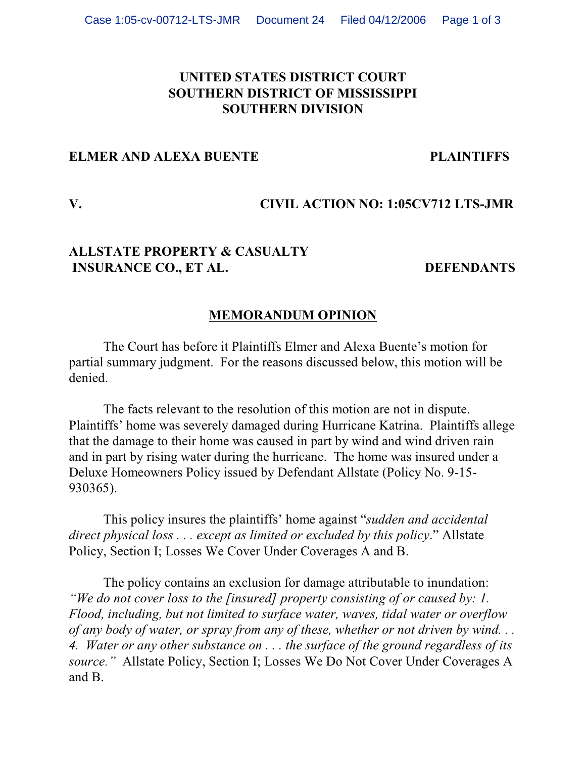**UNITED STATES DISTRICT COURT**
**SOUTHERN DISTRICT OF MISSISSIPPI**
**SOUTHERN DIVISION**

**ELMER AND ALEXA BUENTE** **PLAINTIFFS**

**V.** **CIVIL ACTION NO: 1:05CV712 LTS-JMR**

**ALLSTATE PROPERTY & CASUALTY INSURANCE CO., ET AL.** **DEFENDANTS**

## MEMORANDUM OPINION

The Court has before it Plaintiffs Elmer and Alexa Buente's motion for partial summary judgment. For the reasons discussed below, this motion will be denied.

The facts relevant to the resolution of this motion are not in dispute. Plaintiffs' home was severely damaged during Hurricane Katrina. Plaintiffs allege that the damage to their home was caused in part by wind and wind driven rain and in part by rising water during the hurricane. The home was insured under a Deluxe Homeowners Policy issued by Defendant Allstate (Policy No. 9-15-930365).

This policy insures the plaintiffs' home against "*sudden and accidental direct physical loss . . . except as limited or excluded by this policy*." Allstate Policy, Section I; Losses We Cover Under Coverages A and B.

The policy contains an exclusion for damage attributable to inundation: *"We do not cover loss to the [insured] property consisting of or caused by: 1. Flood, including, but not limited to surface water, waves, tidal water or overflow of any body of water, or spray from any of these, whether or not driven by wind. . . 4. Water or any other substance on . . . the surface of the ground regardless of its source."* Allstate Policy, Section I; Losses We Do Not Cover Under Coverages A and B.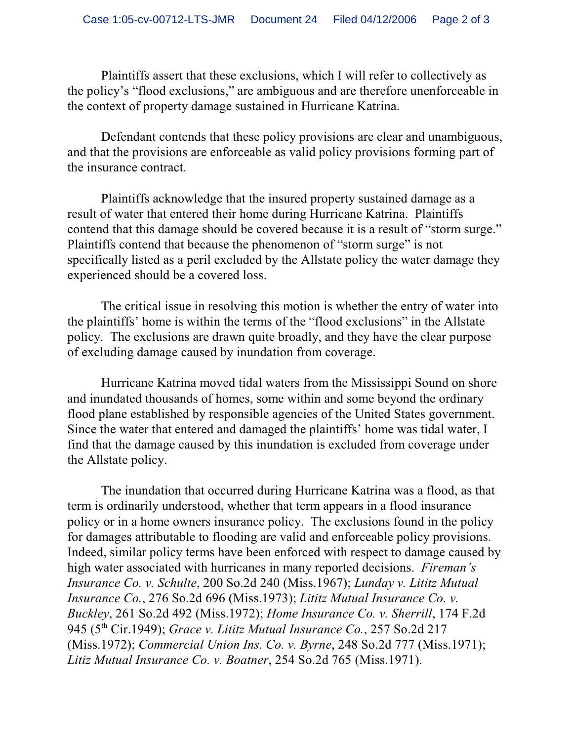Plaintiffs assert that these exclusions, which I will refer to collectively as the policy's "flood exclusions," are ambiguous and are therefore unenforceable in the context of property damage sustained in Hurricane Katrina.

Defendant contends that these policy provisions are clear and unambiguous, and that the provisions are enforceable as valid policy provisions forming part of the insurance contract.

Plaintiffs acknowledge that the insured property sustained damage as a result of water that entered their home during Hurricane Katrina. Plaintiffs contend that this damage should be covered because it is a result of "storm surge." Plaintiffs contend that because the phenomenon of "storm surge" is not specifically listed as a peril excluded by the Allstate policy the water damage they experienced should be a covered loss.

The critical issue in resolving this motion is whether the entry of water into the plaintiffs' home is within the terms of the "flood exclusions" in the Allstate policy. The exclusions are drawn quite broadly, and they have the clear purpose of excluding damage caused by inundation from coverage.

Hurricane Katrina moved tidal waters from the Mississippi Sound on shore and inundated thousands of homes, some within and some beyond the ordinary flood plane established by responsible agencies of the United States government. Since the water that entered and damaged the plaintiffs' home was tidal water, I find that the damage caused by this inundation is excluded from coverage under the Allstate policy.

The inundation that occurred during Hurricane Katrina was a flood, as that term is ordinarily understood, whether that term appears in a flood insurance policy or in a home owners insurance policy. The exclusions found in the policy for damages attributable to flooding are valid and enforceable policy provisions. Indeed, similar policy terms have been enforced with respect to damage caused by high water associated with hurricanes in many reported decisions. *Fireman's Insurance Co. v. Schulte*, 200 So.2d 240 (Miss.1967); *Lunday v. Lititz Mutual Insurance Co.*, 276 So.2d 696 (Miss.1973); *Lititz Mutual Insurance Co. v. Buckley*, 261 So.2d 492 (Miss.1972); *Home Insurance Co. v. Sherrill*, 174 F.2d 945 (5th Cir.1949); *Grace v. Lititz Mutual Insurance Co.*, 257 So.2d 217 (Miss.1972); *Commercial Union Ins. Co. v. Byrne*, 248 So.2d 777 (Miss.1971); *Litiz Mutual Insurance Co. v. Boatner*, 254 So.2d 765 (Miss.1971).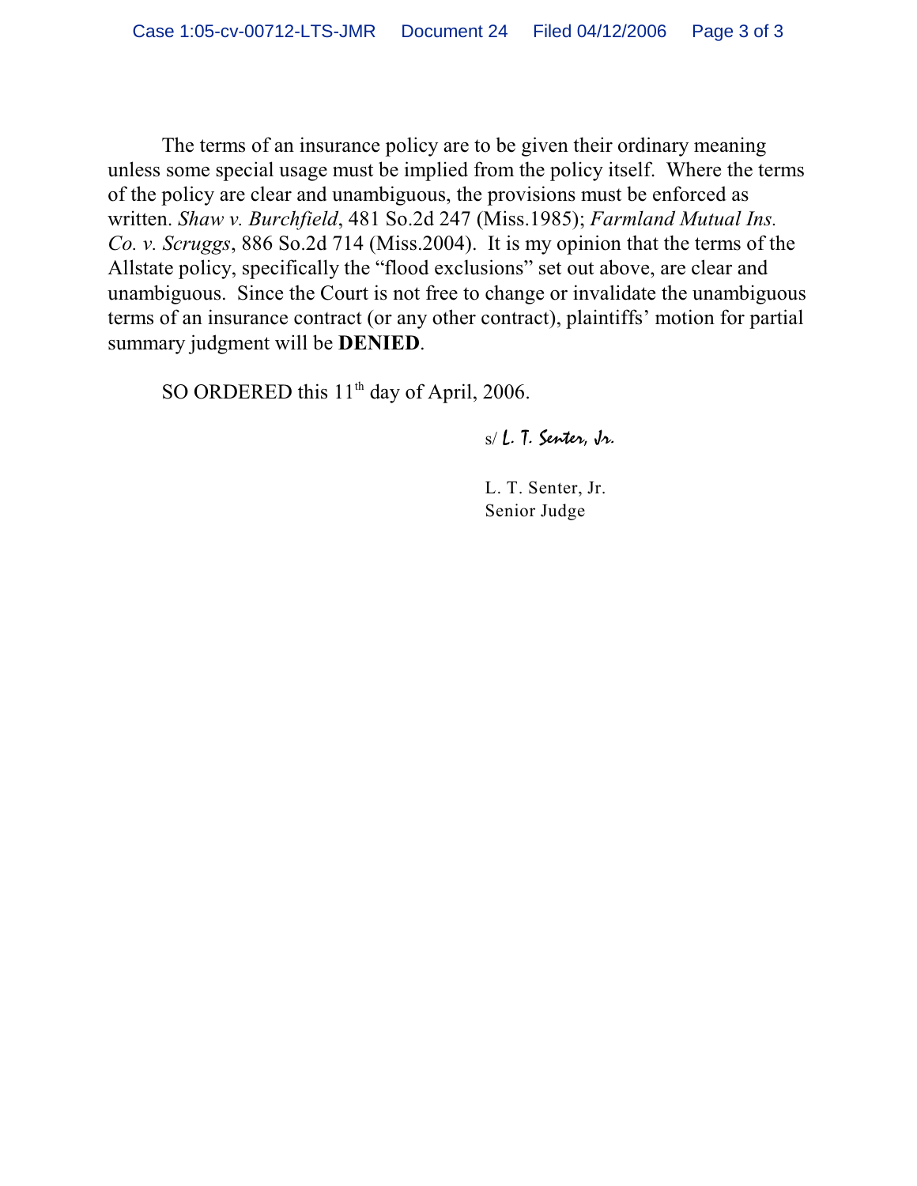The terms of an insurance policy are to be given their ordinary meaning unless some special usage must be implied from the policy itself. Where the terms of the policy are clear and unambiguous, the provisions must be enforced as written. *Shaw v. Burchfield*, 481 So.2d 247 (Miss.1985); *Farmland Mutual Ins. Co. v. Scruggs*, 886 So.2d 714 (Miss.2004). It is my opinion that the terms of the Allstate policy, specifically the "flood exclusions" set out above, are clear and unambiguous. Since the Court is not free to change or invalidate the unambiguous terms of an insurance contract (or any other contract), plaintiffs' motion for partial summary judgment will be **DENIED**.

SO ORDERED this 11th day of April, 2006.

s/ *L. T. Senter, Jr.*

L. T. Senter, Jr.
Senior Judge